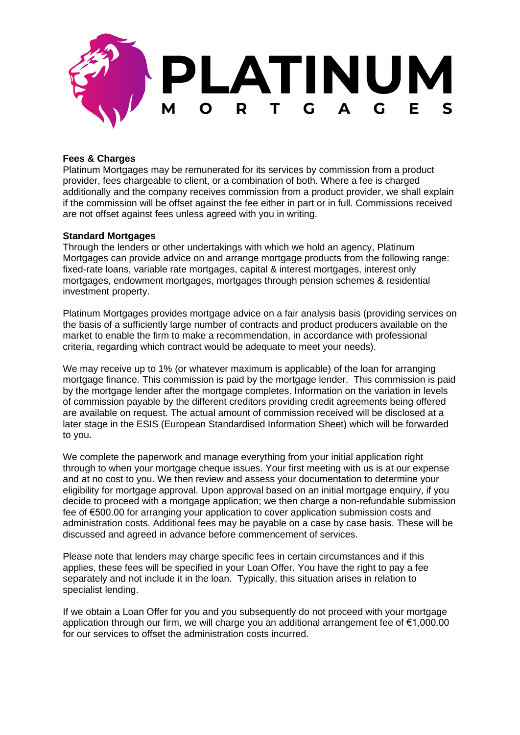# PLATINUM MORTGAGES

**Fees & Charges**

Platinum Mortgages may be remunerated for its services by commission from a product provider, fees chargeable to client, or a combination of both. Where a fee is charged additionally and the company receives commission from a product provider, we shall explain if the commission will be offset against the fee either in part or in full. Commissions received are not offset against fees unless agreed with you in writing.

**Standard Mortgages**

Through the lenders or other undertakings with which we hold an agency, Platinum Mortgages can provide advice on and arrange mortgage products from the following range: fixed-rate loans, variable rate mortgages, capital & interest mortgages, interest only mortgages, endowment mortgages, mortgages through pension schemes & residential investment property.

Platinum Mortgages provides mortgage advice on a fair analysis basis (providing services on the basis of a sufficiently large number of contracts and product producers available on the market to enable the firm to make a recommendation, in accordance with professional criteria, regarding which contract would be adequate to meet your needs).

We may receive up to 1% (or whatever maximum is applicable) of the loan for arranging mortgage finance. This commission is paid by the mortgage lender. This commission is paid by the mortgage lender after the mortgage completes. Information on the variation in levels of commission payable by the different creditors providing credit agreements being offered are available on request. The actual amount of commission received will be disclosed at a later stage in the ESIS (European Standardised Information Sheet) which will be forwarded to you.

We complete the paperwork and manage everything from your initial application right through to when your mortgage cheque issues. Your first meeting with us is at our expense and at no cost to you. We then review and assess your documentation to determine your eligibility for mortgage approval. Upon approval based on an initial mortgage enquiry, if you decide to proceed with a mortgage application; we then charge a non-refundable submission fee of €500.00 for arranging your application to cover application submission costs and administration costs. Additional fees may be payable on a case by case basis. These will be discussed and agreed in advance before commencement of services.

Please note that lenders may charge specific fees in certain circumstances and if this applies, these fees will be specified in your Loan Offer. You have the right to pay a fee separately and not include it in the loan. Typically, this situation arises in relation to specialist lending.

If we obtain a Loan Offer for you and you subsequently do not proceed with your mortgage application through our firm, we will charge you an additional arrangement fee of €1,000.00 for our services to offset the administration costs incurred.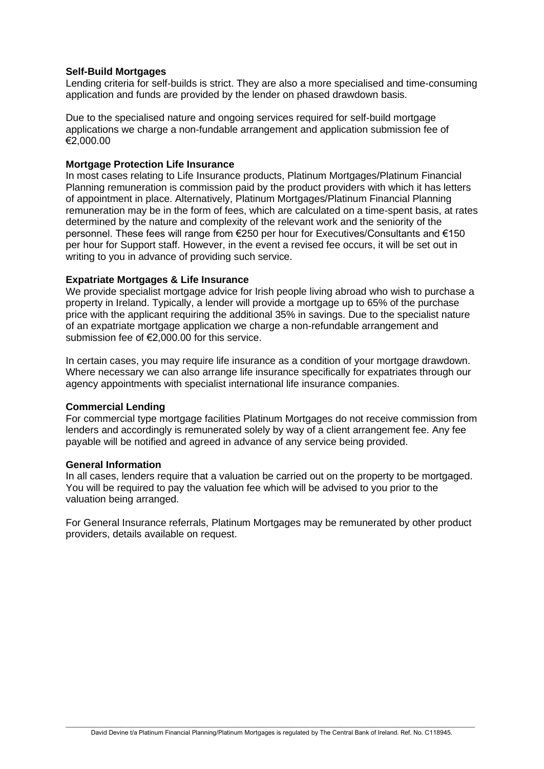**Self-Build Mortgages**

Lending criteria for self-builds is strict. They are also a more specialised and time-consuming application and funds are provided by the lender on phased drawdown basis.

Due to the specialised nature and ongoing services required for self-build mortgage applications we charge a non-fundable arrangement and application submission fee of €2,000.00

**Mortgage Protection Life Insurance**

In most cases relating to Life Insurance products, Platinum Mortgages/Platinum Financial Planning remuneration is commission paid by the product providers with which it has letters of appointment in place. Alternatively, Platinum Mortgages/Platinum Financial Planning remuneration may be in the form of fees, which are calculated on a time-spent basis, at rates determined by the nature and complexity of the relevant work and the seniority of the personnel. These fees will range from €250 per hour for Executives/Consultants and €150 per hour for Support staff. However, in the event a revised fee occurs, it will be set out in writing to you in advance of providing such service.

**Expatriate Mortgages & Life Insurance**

We provide specialist mortgage advice for Irish people living abroad who wish to purchase a property in Ireland. Typically, a lender will provide a mortgage up to 65% of the purchase price with the applicant requiring the additional 35% in savings. Due to the specialist nature of an expatriate mortgage application we charge a non-refundable arrangement and submission fee of €2,000.00 for this service.

In certain cases, you may require life insurance as a condition of your mortgage drawdown. Where necessary we can also arrange life insurance specifically for expatriates through our agency appointments with specialist international life insurance companies.

**Commercial Lending**

For commercial type mortgage facilities Platinum Mortgages do not receive commission from lenders and accordingly is remunerated solely by way of a client arrangement fee. Any fee payable will be notified and agreed in advance of any service being provided.

**General Information**

In all cases, lenders require that a valuation be carried out on the property to be mortgaged. You will be required to pay the valuation fee which will be advised to you prior to the valuation being arranged.

For General Insurance referrals, Platinum Mortgages may be remunerated by other product providers, details available on request.